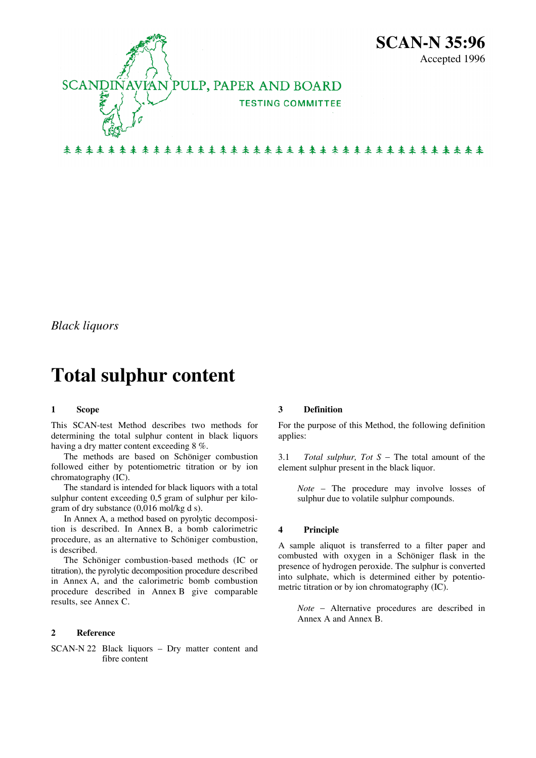# SCAN-N 35:96

Accepted 1996

SCANDINAVIAN PULP, PAPER AND BOARD

TESTING COMMITTEE

*Black liquors*

# Total sulphur content

## 1 Scope

This SCAN-test Method describes two methods for determining the total sulphur content in black liquors having a dry matter content exceeding 8 %.

The methods are based on Schöniger combustion followed either by potentiometric titration or by ion chromatography (IC).

The standard is intended for black liquors with a total sulphur content exceeding 0,5 gram of sulphur per kilogram of dry substance (0,016 mol/kg d s).

In Annex A, a method based on pyrolytic decomposition is described. In Annex B, a bomb calorimetric procedure, as an alternative to Schöniger combustion, is described.

The Schöniger combustion-based methods (IC or titration), the pyrolytic decomposition procedure described in Annex A, and the calorimetric bomb combustion procedure described in Annex B give comparable results, see Annex C.

## 2 Reference

SCAN-N 22 Black liquors – Dry matter content and fibre content

## 3 Definition

For the purpose of this Method, the following definition applies:

3.1 *Total sulphur, Tot S* – The total amount of the element sulphur present in the black liquor.

> *Note* – The procedure may involve losses of sulphur due to volatile sulphur compounds.

## 4 Principle

A sample aliquot is transferred to a filter paper and combusted with oxygen in a Schöniger flask in the presence of hydrogen peroxide. The sulphur is converted into sulphate, which is determined either by potentiometric titration or by ion chromatography (IC).

> *Note* – Alternative procedures are described in Annex A and Annex B.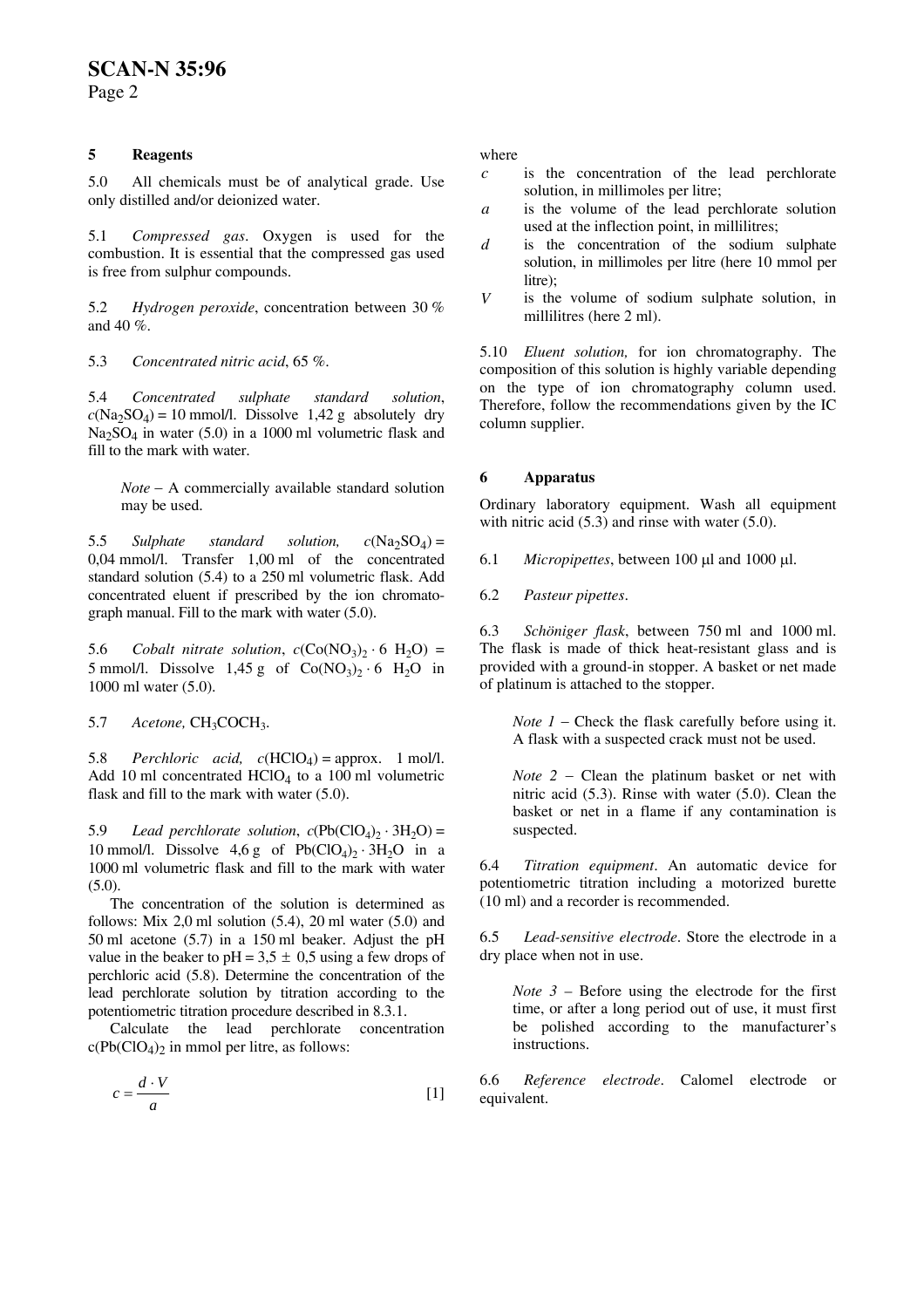## 5 Reagents

5.0 All chemicals must be of analytical grade. Use only distilled and/or deionized water.

5.1 *Compressed gas*. Oxygen is used for the combustion. It is essential that the compressed gas used is free from sulphur compounds.

5.2 *Hydrogen peroxide*, concentration between 30 % and 40 %.

5.3 *Concentrated nitric acid*, 65 %.

5.4 *Concentrated sulphate standard solution*, $c(Na_2SO_4)$ = 10 mmol/l. Dissolve 1,42 g absolutely dry $Na_2SO_4$ in water (5.0) in a 1000 ml volumetric flask and fill to the mark with water.

> *Note* – A commercially available standard solution may be used.

5.5 *Sulphate standard solution*, $c(Na_2SO_4)$ = 0,04 mmol/l. Transfer 1,00 ml of the concentrated standard solution (5.4) to a 250 ml volumetric flask. Add concentrated eluent if prescribed by the ion chromatograph manual. Fill to the mark with water (5.0).

5.6 *Cobalt nitrate solution*, $c(Co(NO_3)_2 \cdot 6\ H_2O)$ = 5 mmol/l. Dissolve 1,45 g of $Co(NO_3)_2 \cdot 6\ H_2O$ in 1000 ml water (5.0).

5.7 *Acetone,* $CH_3COCH_3$.

5.8 *Perchloric acid,* $c(HClO_4)$ = approx. 1 mol/l. Add 10 ml concentrated $HClO_4$ to a 100 ml volumetric flask and fill to the mark with water (5.0).

5.9 *Lead perchlorate solution*, $c(Pb(ClO_4)_2 \cdot 3H_2O)$ = 10 mmol/l. Dissolve 4,6 g of $Pb(ClO_4)_2 \cdot 3H_2O$ in a 1000 ml volumetric flask and fill to the mark with water (5.0).

The concentration of the solution is determined as follows: Mix 2,0 ml solution (5.4), 20 ml water (5.0) and 50 ml acetone (5.7) in a 150 ml beaker. Adjust the pH value in the beaker to pH = 3,5 ± 0,5 using a few drops of perchloric acid (5.8). Determine the concentration of the lead perchlorate solution by titration according to the potentiometric titration procedure described in 8.3.1.

Calculate the lead perchlorate concentration $c(Pb(ClO_4)_2$ in mmol per litre, as follows:

$$c = \frac{d \cdot V}{a} \qquad [1]$$

where

- $c$ is the concentration of the lead perchlorate solution, in millimoles per litre;
- $a$ is the volume of the lead perchlorate solution used at the inflection point, in millilitres;
- $d$ is the concentration of the sodium sulphate solution, in millimoles per litre (here 10 mmol per litre);
- $V$ is the volume of sodium sulphate solution, in millilitres (here 2 ml).

5.10 *Eluent solution,* for ion chromatography. The composition of this solution is highly variable depending on the type of ion chromatography column used. Therefore, follow the recommendations given by the IC column supplier.

## 6 Apparatus

Ordinary laboratory equipment. Wash all equipment with nitric acid (5.3) and rinse with water (5.0).

6.1 *Micropipettes*, between 100 µl and 1000 µl.

6.2 *Pasteur pipettes*.

6.3 *Schöniger flask*, between 750 ml and 1000 ml. The flask is made of thick heat-resistant glass and is provided with a ground-in stopper. A basket or net made of platinum is attached to the stopper.

> *Note 1* – Check the flask carefully before using it. A flask with a suspected crack must not be used.

> *Note 2* – Clean the platinum basket or net with nitric acid (5.3). Rinse with water (5.0). Clean the basket or net in a flame if any contamination is suspected.

6.4 *Titration equipment*. An automatic device for potentiometric titration including a motorized burette (10 ml) and a recorder is recommended.

6.5 *Lead-sensitive electrode*. Store the electrode in a dry place when not in use.

> *Note 3* – Before using the electrode for the first time, or after a long period out of use, it must first be polished according to the manufacturer's instructions.

6.6 *Reference electrode*. Calomel electrode or equivalent.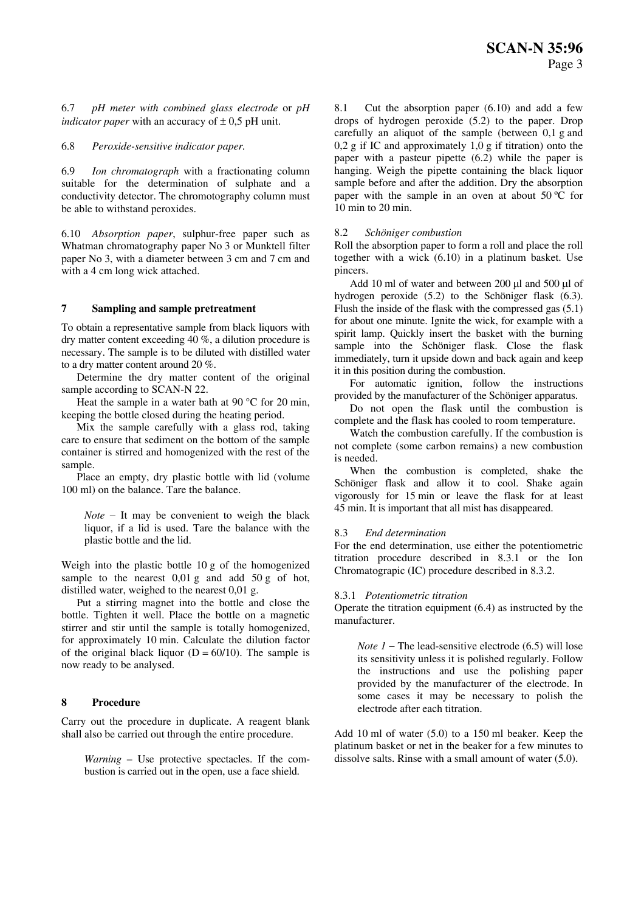6.7 *pH meter with combined glass electrode* or *pH indicator paper* with an accuracy of ± 0,5 pH unit.

6.8 *Peroxide-sensitive indicator paper.*

6.9 *Ion chromatograph* with a fractionating column suitable for the determination of sulphate and a conductivity detector. The chromotography column must be able to withstand peroxides.

6.10 *Absorption paper*, sulphur-free paper such as Whatman chromatography paper No 3 or Munktell filter paper No 3, with a diameter between 3 cm and 7 cm and with a 4 cm long wick attached.

## 7 Sampling and sample pretreatment

To obtain a representative sample from black liquors with dry matter content exceeding 40 %, a dilution procedure is necessary. The sample is to be diluted with distilled water to a dry matter content around 20 %.

Determine the dry matter content of the original sample according to SCAN-N 22.

Heat the sample in a water bath at 90 °C for 20 min, keeping the bottle closed during the heating period.

Mix the sample carefully with a glass rod, taking care to ensure that sediment on the bottom of the sample container is stirred and homogenized with the rest of the sample.

Place an empty, dry plastic bottle with lid (volume 100 ml) on the balance. Tare the balance.

> *Note* – It may be convenient to weigh the black liquor, if a lid is used. Tare the balance with the plastic bottle and the lid.

Weigh into the plastic bottle 10 g of the homogenized sample to the nearest 0,01 g and add 50 g of hot, distilled water, weighed to the nearest 0,01 g.

Put a stirring magnet into the bottle and close the bottle. Tighten it well. Place the bottle on a magnetic stirrer and stir until the sample is totally homogenized, for approximately 10 min. Calculate the dilution factor of the original black liquor ($D = 60/10$). The sample is now ready to be analysed.

## 8 Procedure

Carry out the procedure in duplicate. A reagent blank shall also be carried out through the entire procedure.

> *Warning* – Use protective spectacles. If the combustion is carried out in the open, use a face shield.

8.1 Cut the absorption paper (6.10) and add a few drops of hydrogen peroxide (5.2) to the paper. Drop carefully an aliquot of the sample (between 0,1 g and 0,2 g if IC and approximately 1,0 g if titration) onto the paper with a pasteur pipette (6.2) while the paper is hanging. Weigh the pipette containing the black liquor sample before and after the addition. Dry the absorption paper with the sample in an oven at about 50 ºC for 10 min to 20 min.

### 8.2 *Schöniger combustion*

Roll the absorption paper to form a roll and place the roll together with a wick (6.10) in a platinum basket. Use pincers.

Add 10 ml of water and between 200 µl and 500 µl of hydrogen peroxide (5.2) to the Schöniger flask (6.3). Flush the inside of the flask with the compressed gas (5.1) for about one minute. Ignite the wick, for example with a spirit lamp. Quickly insert the basket with the burning sample into the Schöniger flask. Close the flask immediately, turn it upside down and back again and keep it in this position during the combustion.

For automatic ignition, follow the instructions provided by the manufacturer of the Schöniger apparatus.

Do not open the flask until the combustion is complete and the flask has cooled to room temperature.

Watch the combustion carefully. If the combustion is not complete (some carbon remains) a new combustion is needed.

When the combustion is completed, shake the Schöniger flask and allow it to cool. Shake again vigorously for 15 min or leave the flask for at least 45 min. It is important that all mist has disappeared.

### 8.3 *End determination*

For the end determination, use either the potentiometric titration procedure described in 8.3.1 or the Ion Chromatograpic (IC) procedure described in 8.3.2.

#### 8.3.1 *Potentiometric titration*

Operate the titration equipment (6.4) as instructed by the manufacturer.

> *Note 1* – The lead-sensitive electrode (6.5) will lose its sensitivity unless it is polished regularly. Follow the instructions and use the polishing paper provided by the manufacturer of the electrode. In some cases it may be necessary to polish the electrode after each titration.

Add 10 ml of water (5.0) to a 150 ml beaker. Keep the platinum basket or net in the beaker for a few minutes to dissolve salts. Rinse with a small amount of water (5.0).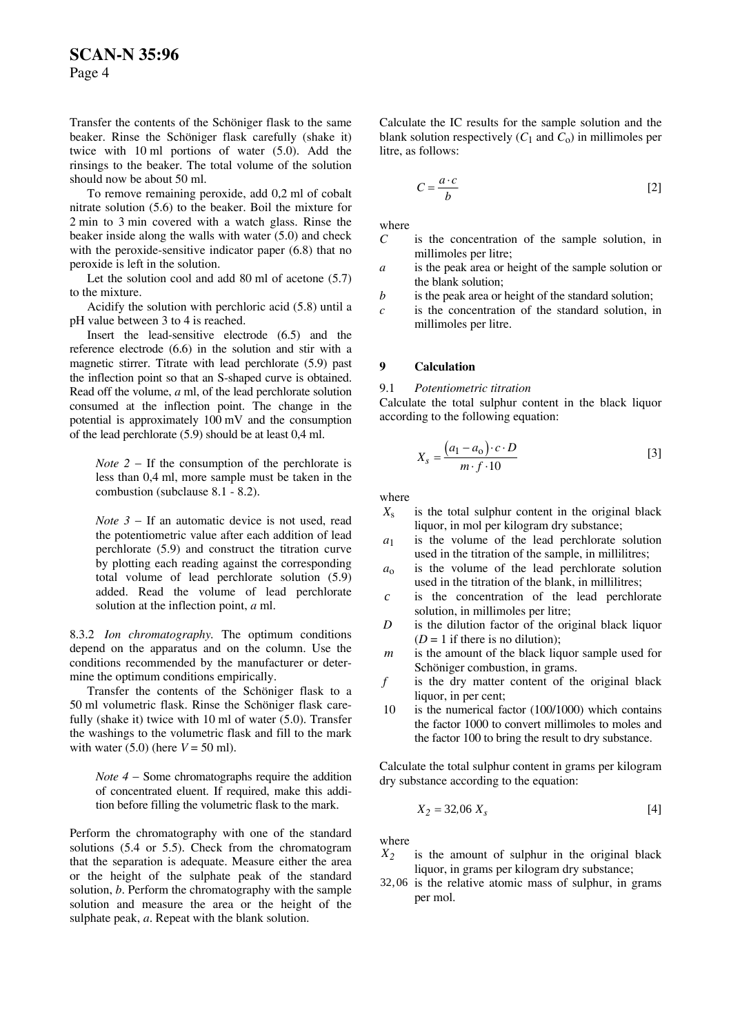Transfer the contents of the Schöniger flask to the same beaker. Rinse the Schöniger flask carefully (shake it) twice with 10 ml portions of water (5.0). Add the rinsings to the beaker. The total volume of the solution should now be about 50 ml.

To remove remaining peroxide, add 0,2 ml of cobalt nitrate solution (5.6) to the beaker. Boil the mixture for 2 min to 3 min covered with a watch glass. Rinse the beaker inside along the walls with water (5.0) and check with the peroxide-sensitive indicator paper (6.8) that no peroxide is left in the solution.

Let the solution cool and add 80 ml of acetone (5.7) to the mixture.

Acidify the solution with perchloric acid (5.8) until a pH value between 3 to 4 is reached.

Insert the lead-sensitive electrode (6.5) and the reference electrode (6.6) in the solution and stir with a magnetic stirrer. Titrate with lead perchlorate (5.9) past the inflection point so that an S-shaped curve is obtained. Read off the volume, *a* ml, of the lead perchlorate solution consumed at the inflection point. The change in the potential is approximately 100 mV and the consumption of the lead perchlorate (5.9) should be at least 0,4 ml.

> *Note 2* – If the consumption of the perchlorate is less than 0,4 ml, more sample must be taken in the combustion (subclause 8.1 - 8.2).

> *Note 3* – If an automatic device is not used, read the potentiometric value after each addition of lead perchlorate (5.9) and construct the titration curve by plotting each reading against the corresponding total volume of lead perchlorate solution (5.9) added. Read the volume of lead perchlorate solution at the inflection point, *a* ml.

8.3.2 *Ion chromatography.* The optimum conditions depend on the apparatus and on the column. Use the conditions recommended by the manufacturer or determine the optimum conditions empirically.

Transfer the contents of the Schöniger flask to a 50 ml volumetric flask. Rinse the Schöniger flask carefully (shake it) twice with 10 ml of water (5.0). Transfer the washings to the volumetric flask and fill to the mark with water (5.0) (here $V = 50$ ml).

> *Note 4* – Some chromatographs require the addition of concentrated eluent. If required, make this addition before filling the volumetric flask to the mark.

Perform the chromatography with one of the standard solutions (5.4 or 5.5). Check from the chromatogram that the separation is adequate. Measure either the area or the height of the sulphate peak of the standard solution, *b*. Perform the chromatography with the sample solution and measure the area or the height of the sulphate peak, *a*. Repeat with the blank solution.

Calculate the IC results for the sample solution and the blank solution respectively ($C_1$ and $C_o$) in millimoles per litre, as follows:

$$C = \frac{a \cdot c}{b} \qquad [2]$$

where

- $C$ is the concentration of the sample solution, in millimoles per litre;
- $a$ is the peak area or height of the sample solution or the blank solution;
- $b$ is the peak area or height of the standard solution;
- $c$ is the concentration of the standard solution, in millimoles per litre.

## 9 Calculation

9.1 *Potentiometric titration*

Calculate the total sulphur content in the black liquor according to the following equation:

$$X_s = \frac{(a_1 - a_o) \cdot c \cdot D}{m \cdot f \cdot 10} \qquad [3]$$

where

- $X_s$ is the total sulphur content in the original black liquor, in mol per kilogram dry substance;
- $a_1$ is the volume of the lead perchlorate solution used in the titration of the sample, in millilitres;
- $a_o$ is the volume of the lead perchlorate solution used in the titration of the blank, in millilitres;
- $c$ is the concentration of the lead perchlorate solution, in millimoles per litre;
- $D$ is the dilution factor of the original black liquor ($D = 1$ if there is no dilution);
- $m$ is the amount of the black liquor sample used for Schöniger combustion, in grams.
- $f$ is the dry matter content of the original black liquor, in per cent;
- 10 is the numerical factor (100/1000) which contains the factor 1000 to convert millimoles to moles and the factor 100 to bring the result to dry substance.

Calculate the total sulphur content in grams per kilogram dry substance according to the equation:

$$X_2 = 32{,}06\ X_s \qquad [4]$$

where

- $X_2$ is the amount of sulphur in the original black liquor, in grams per kilogram dry substance;
- 32,06 is the relative atomic mass of sulphur, in grams per mol.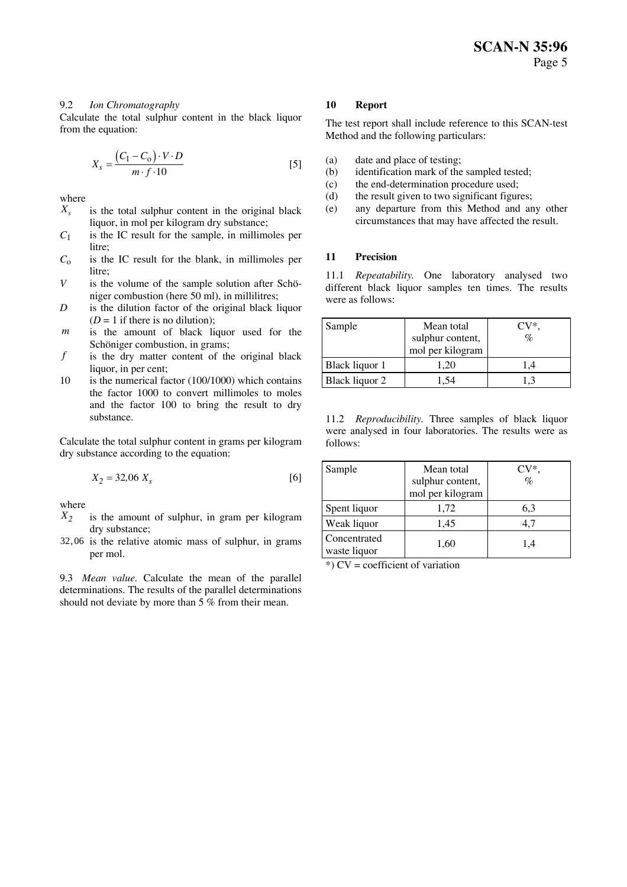9.2 *Ion Chromatography*

Calculate the total sulphur content in the black liquor from the equation:

$$X_s = \frac{(C_1 - C_o) \cdot V \cdot D}{m \cdot f \cdot 10} \quad [5]$$

where

$X_s$ is the total sulphur content in the original black liquor, in mol per kilogram dry substance;

$C_1$ is the IC result for the sample, in millimoles per litre;

$C_o$ is the IC result for the blank, in millimoles per litre;

$V$ is the volume of the sample solution after Schöniger combustion (here 50 ml), in millilitres;

$D$ is the dilution factor of the original black liquor ($D = 1$ if there is no dilution);

$m$ is the amount of black liquor used for the Schöniger combustion, in grams;

$f$ is the dry matter content of the original black liquor, in per cent;

10 is the numerical factor (100/1000) which contains the factor 1000 to convert millimoles to moles and the factor 100 to bring the result to dry substance.

Calculate the total sulphur content in grams per kilogram dry substance according to the equation:

$$X_2 = 32{,}06 \; X_s \quad [6]$$

where

$X_2$ is the amount of sulphur, in gram per kilogram dry substance;

32,06 is the relative atomic mass of sulphur, in grams per mol.

9.3 *Mean value.* Calculate the mean of the parallel determinations. The results of the parallel determinations should not deviate by more than 5 % from their mean.

## 10 Report

The test report shall include reference to this SCAN-test Method and the following particulars:

(a) date and place of testing;
(b) identification mark of the sampled tested;
(c) the end-determination procedure used;
(d) the result given to two significant figures;
(e) any departure from this Method and any other circumstances that may have affected the result.

## 11 Precision

11.1 *Repeatability.* One laboratory analysed two different black liquor samples ten times. The results were as follows:

| Sample | Mean total sulphur content, mol per kilogram | CV*, % |
|---|---|---|
| Black liquor 1 | 1,20 | 1,4 |
| Black liquor 2 | 1,54 | 1,3 |

11.2 *Reproducibility.* Three samples of black liquor were analysed in four laboratories. The results were as follows:

| Sample | Mean total sulphur content, mol per kilogram | CV*, % |
|---|---|---|
| Spent liquor | 1,72 | 6,3 |
| Weak liquor | 1,45 | 4,7 |
| Concentrated waste liquor | 1,60 | 1,4 |

*) CV = coefficient of variation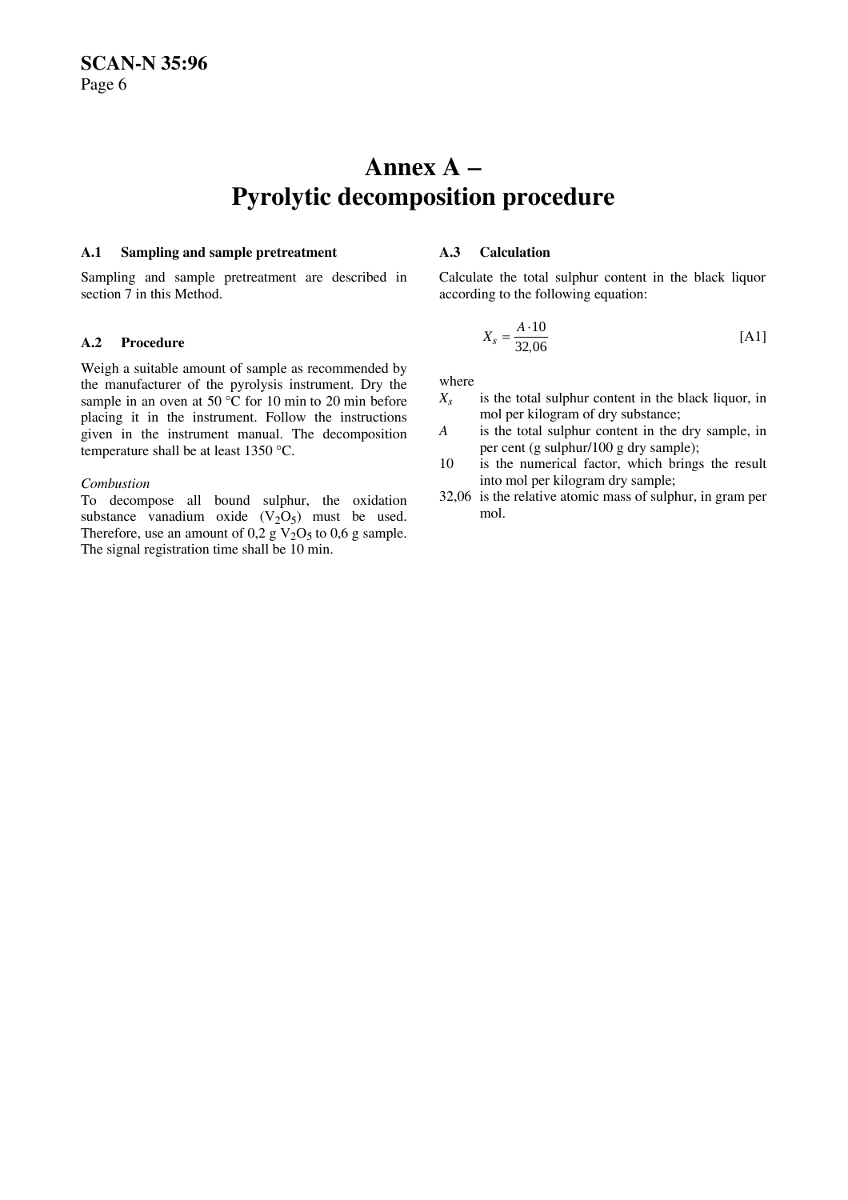# Annex A – Pyrolytic decomposition procedure

### A.1 Sampling and sample pretreatment

Sampling and sample pretreatment are described in section 7 in this Method.

### A.2 Procedure

Weigh a suitable amount of sample as recommended by the manufacturer of the pyrolysis instrument. Dry the sample in an oven at 50 °C for 10 min to 20 min before placing it in the instrument. Follow the instructions given in the instrument manual. The decomposition temperature shall be at least 1350 °C.

*Combustion*
To decompose all bound sulphur, the oxidation substance vanadium oxide ($V_2O_5$) must be used. Therefore, use an amount of 0,2 g $V_2O_5$ to 0,6 g sample. The signal registration time shall be 10 min.

### A.3 Calculation

Calculate the total sulphur content in the black liquor according to the following equation:

$$X_s = \frac{A \cdot 10}{32{,}06} \qquad \text{[A1]}$$

where

- $X_s$ is the total sulphur content in the black liquor, in mol per kilogram of dry substance;
- $A$ is the total sulphur content in the dry sample, in per cent (g sulphur/100 g dry sample);
- 10 is the numerical factor, which brings the result into mol per kilogram dry sample;
- 32,06 is the relative atomic mass of sulphur, in gram per mol.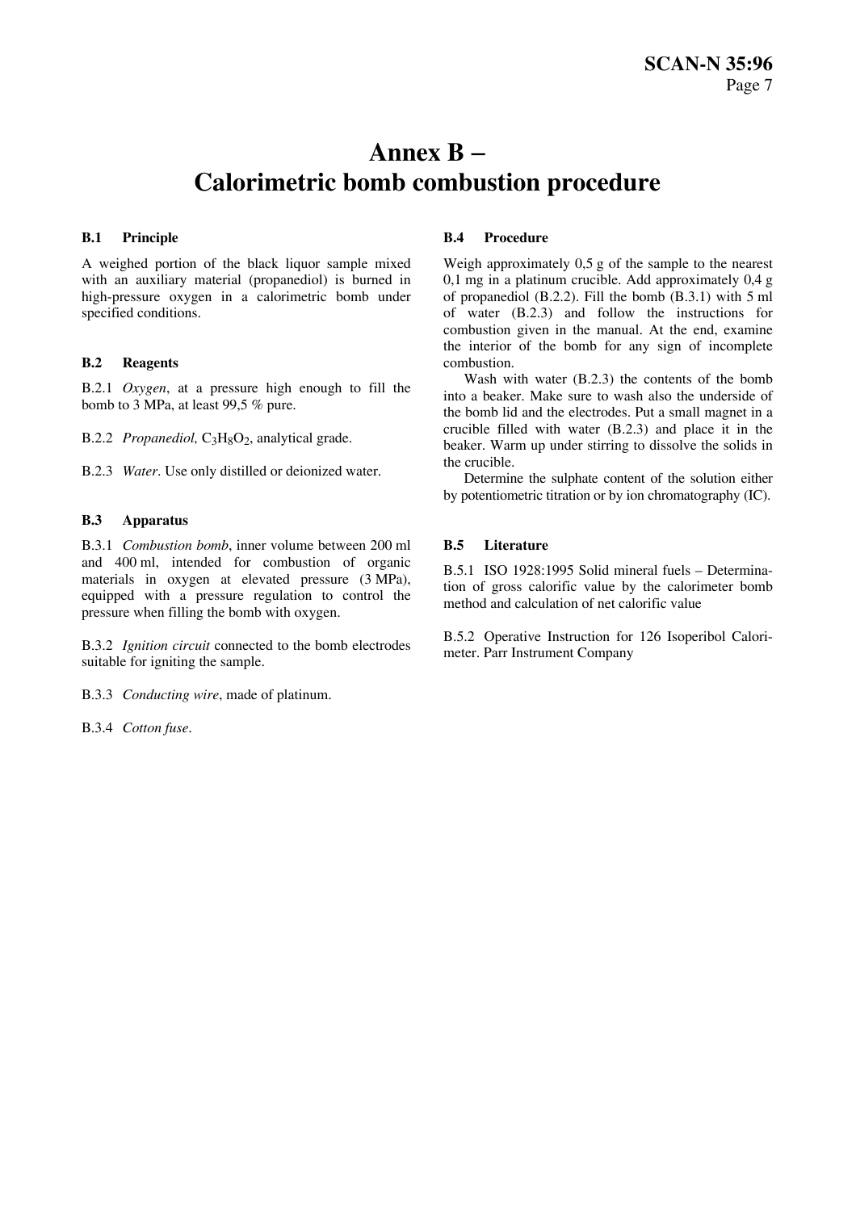# Annex B – Calorimetric bomb combustion procedure

## B.1 Principle

A weighed portion of the black liquor sample mixed with an auxiliary material (propanediol) is burned in high-pressure oxygen in a calorimetric bomb under specified conditions.

## B.2 Reagents

B.2.1 *Oxygen*, at a pressure high enough to fill the bomb to 3 MPa, at least 99,5 % pure.

B.2.2 *Propanediol,* $C_3H_8O_2$, analytical grade.

B.2.3 *Water*. Use only distilled or deionized water.

## B.3 Apparatus

B.3.1 *Combustion bomb*, inner volume between 200 ml and 400 ml, intended for combustion of organic materials in oxygen at elevated pressure (3 MPa), equipped with a pressure regulation to control the pressure when filling the bomb with oxygen.

B.3.2 *Ignition circuit* connected to the bomb electrodes suitable for igniting the sample.

B.3.3 *Conducting wire*, made of platinum.

B.3.4 *Cotton fuse*.

## B.4 Procedure

Weigh approximately 0,5 g of the sample to the nearest 0,1 mg in a platinum crucible. Add approximately 0,4 g of propanediol (B.2.2). Fill the bomb (B.3.1) with 5 ml of water (B.2.3) and follow the instructions for combustion given in the manual. At the end, examine the interior of the bomb for any sign of incomplete combustion.

Wash with water (B.2.3) the contents of the bomb into a beaker. Make sure to wash also the underside of the bomb lid and the electrodes. Put a small magnet in a crucible filled with water (B.2.3) and place it in the beaker. Warm up under stirring to dissolve the solids in the crucible.

Determine the sulphate content of the solution either by potentiometric titration or by ion chromatography (IC).

## B.5 Literature

B.5.1 ISO 1928:1995 Solid mineral fuels – Determination of gross calorific value by the calorimeter bomb method and calculation of net calorific value

B.5.2 Operative Instruction for 126 Isoperibol Calorimeter. Parr Instrument Company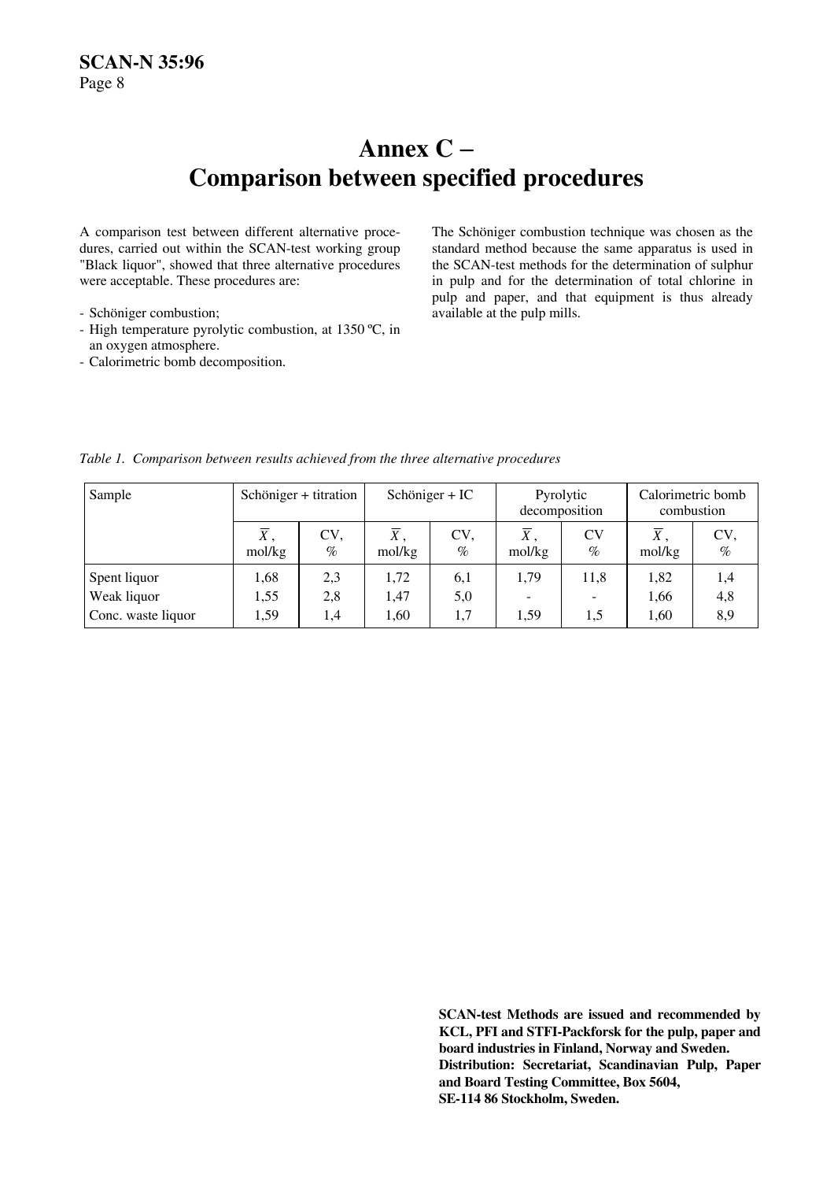# Annex C – Comparison between specified procedures

A comparison test between different alternative procedures, carried out within the SCAN-test working group "Black liquor", showed that three alternative procedures were acceptable. These procedures are:

- Schöniger combustion;
- High temperature pyrolytic combustion, at 1350 ºC, in an oxygen atmosphere.
- Calorimetric bomb decomposition.

The Schöniger combustion technique was chosen as the standard method because the same apparatus is used in the SCAN-test methods for the determination of sulphur in pulp and for the determination of total chlorine in pulp and paper, and that equipment is thus already available at the pulp mills.

*Table 1. Comparison between results achieved from the three alternative procedures*

| Sample | Schöniger + titration | | Schöniger + IC | | Pyrolytic decomposition | | Calorimetric bomb combustion | |
|---|---|---|---|---|---|---|---|---|
| | $\overline{X}$, mol/kg | CV, % | $\overline{X}$, mol/kg | CV, % | $\overline{X}$, mol/kg | CV % | $\overline{X}$, mol/kg | CV, % |
| Spent liquor | 1,68 | 2,3 | 1,72 | 6,1 | 1,79 | 11,8 | 1,82 | 1,4 |
| Weak liquor | 1,55 | 2,8 | 1,47 | 5,0 | - | - | 1,66 | 4,8 |
| Conc. waste liquor | 1,59 | 1,4 | 1,60 | 1,7 | 1,59 | 1,5 | 1,60 | 8,9 |

**SCAN-test Methods are issued and recommended by KCL, PFI and STFI-Packforsk for the pulp, paper and board industries in Finland, Norway and Sweden.**
**Distribution: Secretariat, Scandinavian Pulp, Paper and Board Testing Committee, Box 5604, SE-114 86 Stockholm, Sweden.**